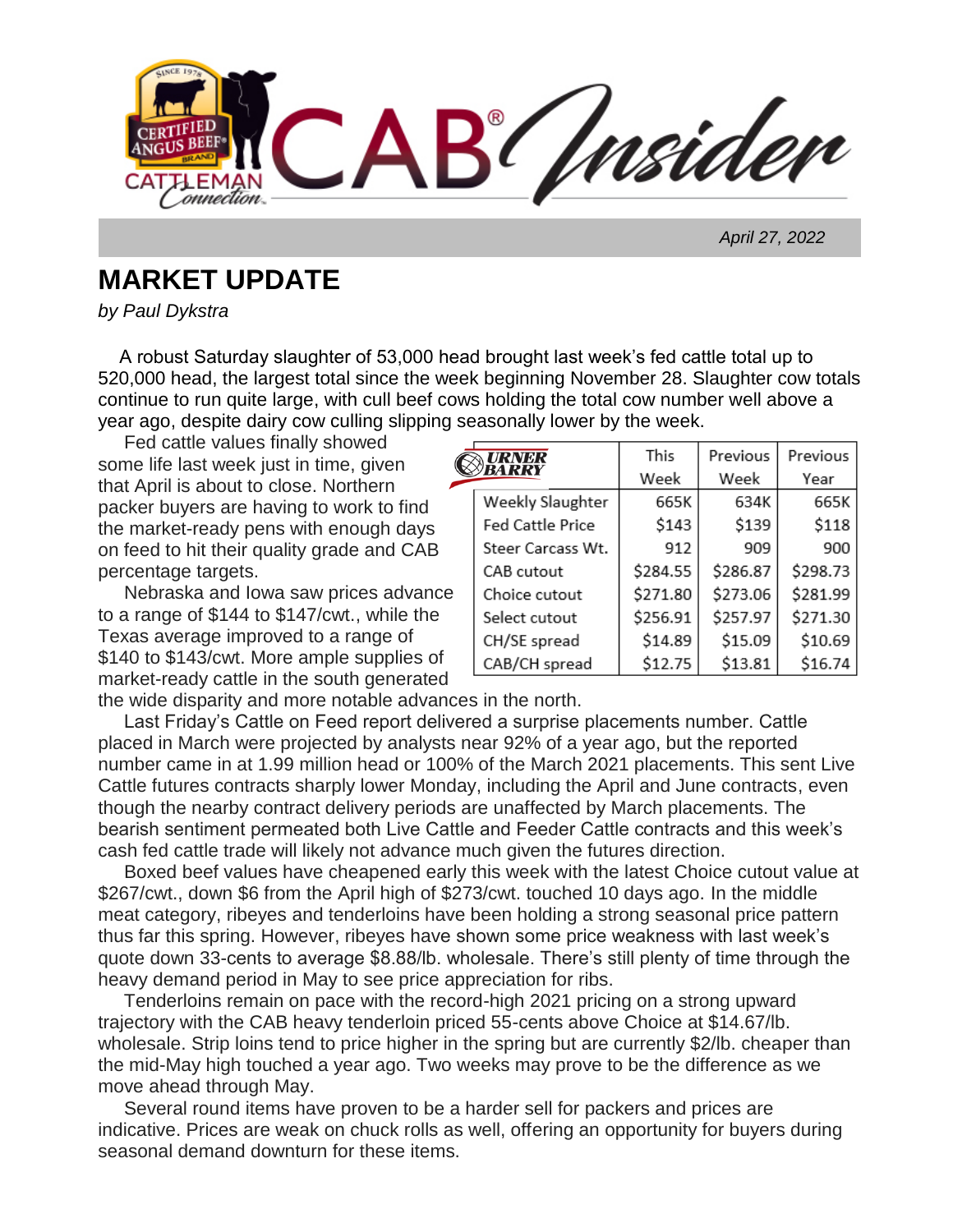# CAB® Insider

*April 27, 2022*

## MARKET UPDATE

*by Paul Dykstra*

A robust Saturday slaughter of 53,000 head brought last week's fed cattle total up to 520,000 head, the largest total since the week beginning November 28. Slaughter cow totals continue to run quite large, with cull beef cows holding the total cow number well above a year ago, despite dairy cow culling slipping seasonally lower by the week.

Fed cattle values finally showed some life last week just in time, given that April is about to close. Northern packer buyers are having to work to find the market-ready pens with enough days on feed to hit their quality grade and CAB percentage targets.

| URNER BARRY | This Week | Previous Week | Previous Year |
|---|---|---|---|
| Weekly Slaughter | 665K | 634K | 665K |
| Fed Cattle Price | $143 | $139 | $118 |
| Steer Carcass Wt. | 912 | 909 | 900 |
| CAB cutout | $284.55 | $286.87 | $298.73 |
| Choice cutout | $271.80 | $273.06 | $281.99 |
| Select cutout | $256.91 | $257.97 | $271.30 |
| CH/SE spread | $14.89 | $15.09 | $10.69 |
| CAB/CH spread | $12.75 | $13.81 | $16.74 |

Nebraska and Iowa saw prices advance to a range of $144 to $147/cwt., while the Texas average improved to a range of $140 to $143/cwt. More ample supplies of market-ready cattle in the south generated the wide disparity and more notable advances in the north.

Last Friday's Cattle on Feed report delivered a surprise placements number. Cattle placed in March were projected by analysts near 92% of a year ago, but the reported number came in at 1.99 million head or 100% of the March 2021 placements. This sent Live Cattle futures contracts sharply lower Monday, including the April and June contracts, even though the nearby contract delivery periods are unaffected by March placements. The bearish sentiment permeated both Live Cattle and Feeder Cattle contracts and this week's cash fed cattle trade will likely not advance much given the futures direction.

Boxed beef values have cheapened early this week with the latest Choice cutout value at $267/cwt., down $6 from the April high of $273/cwt. touched 10 days ago. In the middle meat category, ribeyes and tenderloins have been holding a strong seasonal price pattern thus far this spring. However, ribeyes have shown some price weakness with last week's quote down 33-cents to average $8.88/lb. wholesale. There's still plenty of time through the heavy demand period in May to see price appreciation for ribs.

Tenderloins remain on pace with the record-high 2021 pricing on a strong upward trajectory with the CAB heavy tenderloin priced 55-cents above Choice at $14.67/lb. wholesale. Strip loins tend to price higher in the spring but are currently $2/lb. cheaper than the mid-May high touched a year ago. Two weeks may prove to be the difference as we move ahead through May.

Several round items have proven to be a harder sell for packers and prices are indicative. Prices are weak on chuck rolls as well, offering an opportunity for buyers during seasonal demand downturn for these items.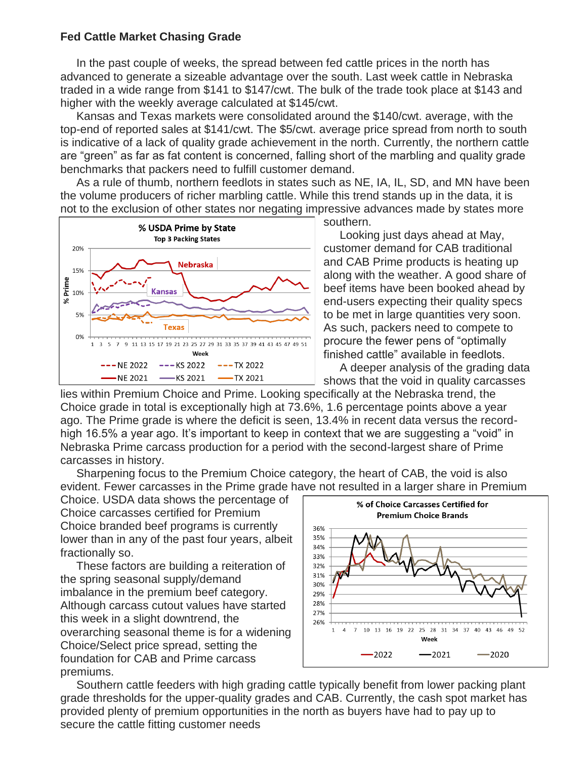## Fed Cattle Market Chasing Grade

In the past couple of weeks, the spread between fed cattle prices in the north has advanced to generate a sizeable advantage over the south. Last week cattle in Nebraska traded in a wide range from $141 to $147/cwt. The bulk of the trade took place at $143 and higher with the weekly average calculated at $145/cwt.

Kansas and Texas markets were consolidated around the $140/cwt. average, with the top-end of reported sales at $141/cwt. The $5/cwt. average price spread from north to south is indicative of a lack of quality grade achievement in the north. Currently, the northern cattle are "green" as far as fat content is concerned, falling short of the marbling and quality grade benchmarks that packers need to fulfill customer demand.

As a rule of thumb, northern feedlots in states such as NE, IA, IL, SD, and MN have been the volume producers of richer marbling cattle. While this trend stands up in the data, it is not to the exclusion of other states nor negating impressive advances made by states more southern.

Looking just days ahead at May, customer demand for CAB traditional and CAB Prime products is heating up along with the weather. A good share of beef items have been booked ahead by end-users expecting their quality specs to be met in large quantities very soon. As such, packers need to compete to procure the fewer pens of "optimally finished cattle" available in feedlots.

A deeper analysis of the grading data shows that the void in quality carcasses lies within Premium Choice and Prime. Looking specifically at the Nebraska trend, the Choice grade in total is exceptionally high at 73.6%, 1.6 percentage points above a year ago. The Prime grade is where the deficit is seen, 13.4% in recent data versus the record-high 16.5% a year ago. It's important to keep in context that we are suggesting a "void" in Nebraska Prime carcass production for a period with the second-largest share of Prime carcasses in history.

Sharpening focus to the Premium Choice category, the heart of CAB, the void is also evident. Fewer carcasses in the Prime grade have not resulted in a larger share in Premium Choice. USDA data shows the percentage of Choice carcasses certified for Premium Choice branded beef programs is currently lower than in any of the past four years, albeit fractionally so.

These factors are building a reiteration of the spring seasonal supply/demand imbalance in the premium beef category. Although carcass cutout values have started this week in a slight downtrend, the overarching seasonal theme is for a widening Choice/Select price spread, setting the foundation for CAB and Prime carcass premiums.

Southern cattle feeders with high grading cattle typically benefit from lower packing plant grade thresholds for the upper-quality grades and CAB. Currently, the cash spot market has provided plenty of premium opportunities in the north as buyers have had to pay up to secure the cattle fitting customer needs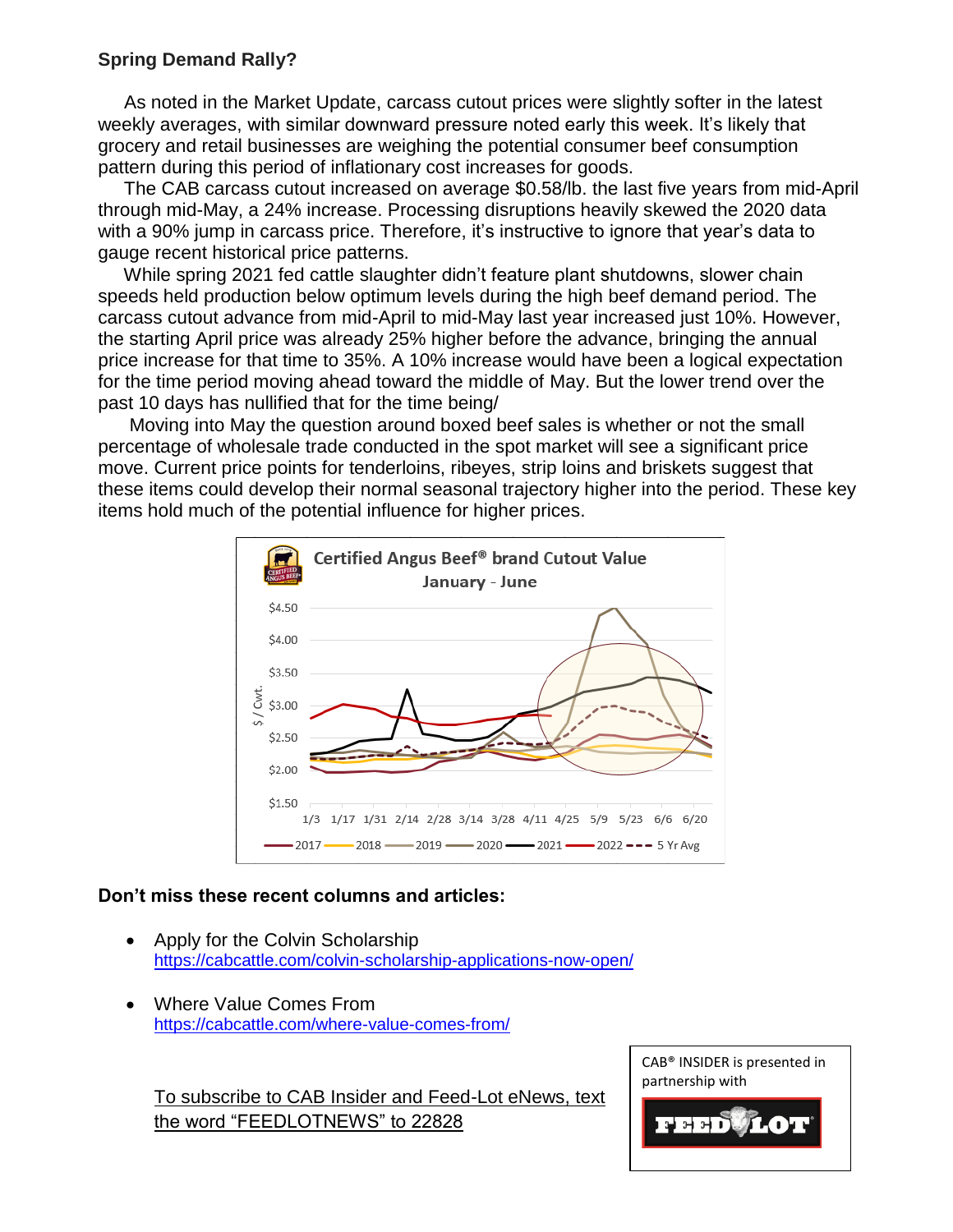**Spring Demand Rally?**

As noted in the Market Update, carcass cutout prices were slightly softer in the latest weekly averages, with similar downward pressure noted early this week. It's likely that grocery and retail businesses are weighing the potential consumer beef consumption pattern during this period of inflationary cost increases for goods.

The CAB carcass cutout increased on average $0.58/lb. the last five years from mid-April through mid-May, a 24% increase. Processing disruptions heavily skewed the 2020 data with a 90% jump in carcass price. Therefore, it's instructive to ignore that year's data to gauge recent historical price patterns.

While spring 2021 fed cattle slaughter didn't feature plant shutdowns, slower chain speeds held production below optimum levels during the high beef demand period. The carcass cutout advance from mid-April to mid-May last year increased just 10%. However, the starting April price was already 25% higher before the advance, bringing the annual price increase for that time to 35%. A 10% increase would have been a logical expectation for the time period moving ahead toward the middle of May. But the lower trend over the past 10 days has nullified that for the time being/

Moving into May the question around boxed beef sales is whether or not the small percentage of wholesale trade conducted in the spot market will see a significant price move. Current price points for tenderloins, ribeyes, strip loins and briskets suggest that these items could develop their normal seasonal trajectory higher into the period. These key items hold much of the potential influence for higher prices.

Certified Angus Beef® brand Cutout Value
January - June

$ / Cwt.

$4.50
$4.00
$3.50
$3.00
$2.50
$2.00
$1.50

1/3 1/17 1/31 2/14 2/28 3/14 3/28 4/11 4/25 5/9 5/23 6/6 6/20

2017 2018 2019 2020 2021 2022 5 Yr Avg

**Don't miss these recent columns and articles:**

- Apply for the Colvin Scholarship
  https://cabcattle.com/colvin-scholarship-applications-now-open/
- Where Value Comes From
  https://cabcattle.com/where-value-comes-from/

To subscribe to CAB Insider and Feed-Lot eNews, text the word "FEEDLOTNEWS" to 22828

CAB® INSIDER is presented in partnership with FEED LOT®